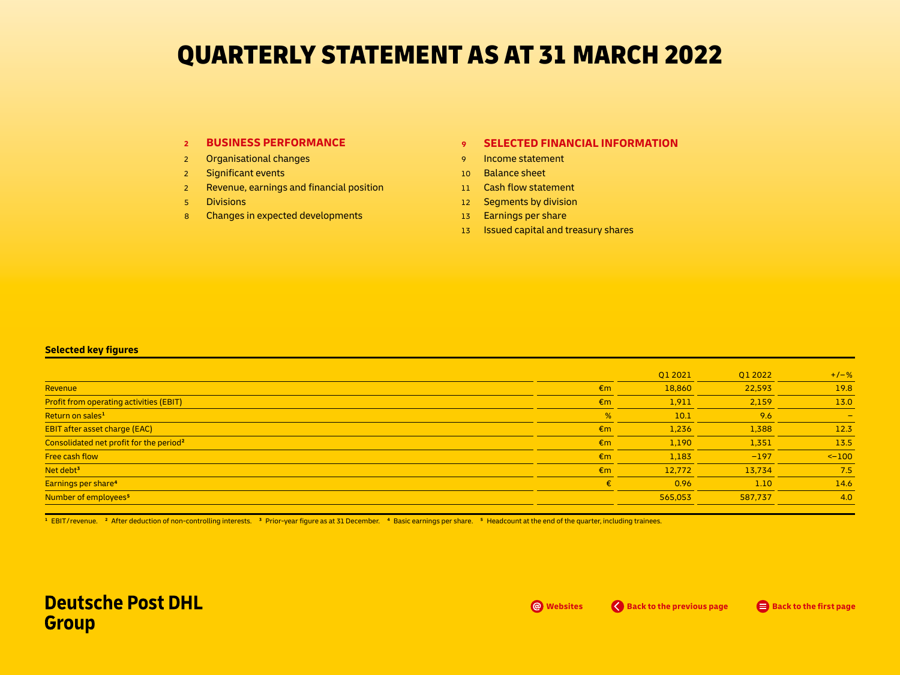# QUARTERLY STATEMENT AS AT 31 MARCH 2022

2 **BUSINESS PERFORMANCE**
- 2 Organisational changes
- 2 Significant events
- 2 Revenue, earnings and financial position
- 5 Divisions
- 8 Changes in expected developments

9 **SELECTED FINANCIAL INFORMATION**
- 9 Income statement
- 10 Balance sheet
- 11 Cash flow statement
- 12 Segments by division
- 13 Earnings per share
- 13 Issued capital and treasury shares

**Selected key figures**

| | | Q1 2021 | Q1 2022 | +/–% |
|---|---|---|---|---|
| Revenue | €m | 18,860 | 22,593 | 19.8 |
| Profit from operating activities (EBIT) | €m | 1,911 | 2,159 | 13.0 |
| Return on sales[1] | % | 10.1 | 9.6 | – |
| EBIT after asset charge (EAC) | €m | 1,236 | 1,388 | 12.3 |
| Consolidated net profit for the period[2] | €m | 1,190 | 1,351 | 13.5 |
| Free cash flow | €m | 1,183 | −197 | <−100 |
| Net debt[3] | €m | 12,772 | 13,734 | 7.5 |
| Earnings per share[4] | € | 0.96 | 1.10 | 14.6 |
| Number of employees[5] | | 565,053 | 587,737 | 4.0 |

[1] EBIT/revenue. [2] After deduction of non-controlling interests. [3] Prior-year figure as at 31 December. [4] Basic earnings per share. [5] Headcount at the end of the quarter, including trainees.

**Deutsche Post DHL Group**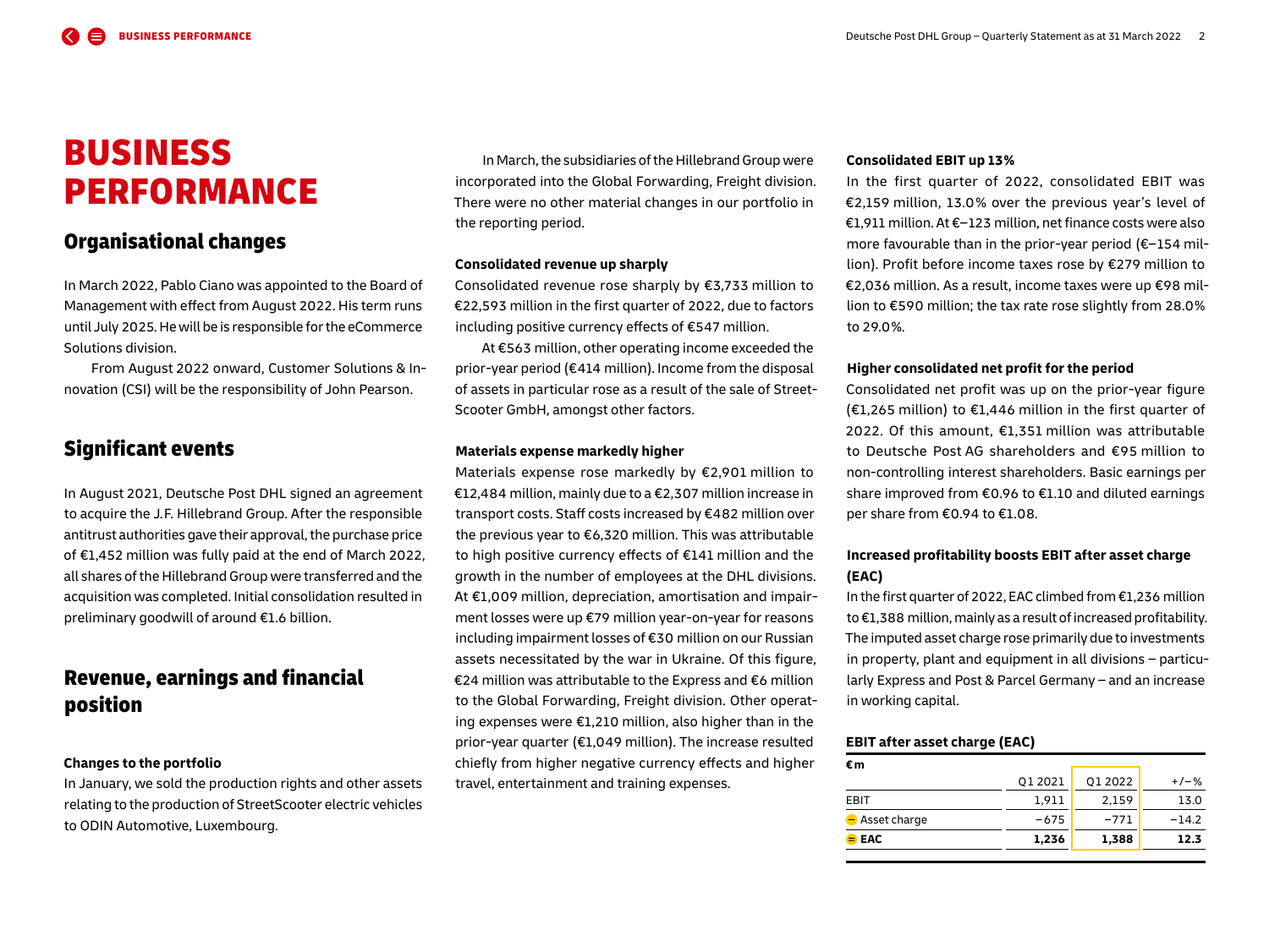# BUSINESS PERFORMANCE

## Organisational changes

In March 2022, Pablo Ciano was appointed to the Board of Management with effect from August 2022. His term runs until July 2025. He will be is responsible for the eCommerce Solutions division.

From August 2022 onward, Customer Solutions & Innovation (CSI) will be the responsibility of John Pearson.

## Significant events

In August 2021, Deutsche Post DHL signed an agreement to acquire the J.F. Hillebrand Group. After the responsible antitrust authorities gave their approval, the purchase price of €1,452 million was fully paid at the end of March 2022, all shares of the Hillebrand Group were transferred and the acquisition was completed. Initial consolidation resulted in preliminary goodwill of around €1.6 billion.

## Revenue, earnings and financial position

### Changes to the portfolio

In January, we sold the production rights and other assets relating to the production of StreetScooter electric vehicles to ODIN Automotive, Luxembourg.

In March, the subsidiaries of the Hillebrand Group were incorporated into the Global Forwarding, Freight division. There were no other material changes in our portfolio in the reporting period.

### Consolidated revenue up sharply

Consolidated revenue rose sharply by €3,733 million to €22,593 million in the first quarter of 2022, due to factors including positive currency effects of €547 million.

At €563 million, other operating income exceeded the prior-year period (€414 million). Income from the disposal of assets in particular rose as a result of the sale of StreetScooter GmbH, amongst other factors.

### Materials expense markedly higher

Materials expense rose markedly by €2,901 million to €12,484 million, mainly due to a €2,307 million increase in transport costs. Staff costs increased by €482 million over the previous year to €6,320 million. This was attributable to high positive currency effects of €141 million and the growth in the number of employees at the DHL divisions. At €1,009 million, depreciation, amortisation and impairment losses were up €79 million year-on-year for reasons including impairment losses of €30 million on our Russian assets necessitated by the war in Ukraine. Of this figure, €24 million was attributable to the Express and €6 million to the Global Forwarding, Freight division. Other operating expenses were €1,210 million, also higher than in the prior-year quarter (€1,049 million). The increase resulted chiefly from higher negative currency effects and higher travel, entertainment and training expenses.

### Consolidated EBIT up 13%

In the first quarter of 2022, consolidated EBIT was €2,159 million, 13.0% over the previous year's level of €1,911 million. At €–123 million, net finance costs were also more favourable than in the prior-year period (€–154 million). Profit before income taxes rose by €279 million to €2,036 million. As a result, income taxes were up €98 million to €590 million; the tax rate rose slightly from 28.0% to 29.0%.

### Higher consolidated net profit for the period

Consolidated net profit was up on the prior-year figure (€1,265 million) to €1,446 million in the first quarter of 2022. Of this amount, €1,351 million was attributable to Deutsche Post AG shareholders and €95 million to non-controlling interest shareholders. Basic earnings per share improved from €0.96 to €1.10 and diluted earnings per share from €0.94 to €1.08.

### Increased profitability boosts EBIT after asset charge (EAC)

In the first quarter of 2022, EAC climbed from €1,236 million to €1,388 million, mainly as a result of increased profitability. The imputed asset charge rose primarily due to investments in property, plant and equipment in all divisions – particularly Express and Post & Parcel Germany – and an increase in working capital.

**EBIT after asset charge (EAC)**

| €m | Q1 2021 | Q1 2022 | +/–% |
|---|---|---|---|
| EBIT | 1,911 | 2,159 | 13.0 |
| – Asset charge | –675 | –771 | –14.2 |
| = **EAC** | **1,236** | **1,388** | **12.3** |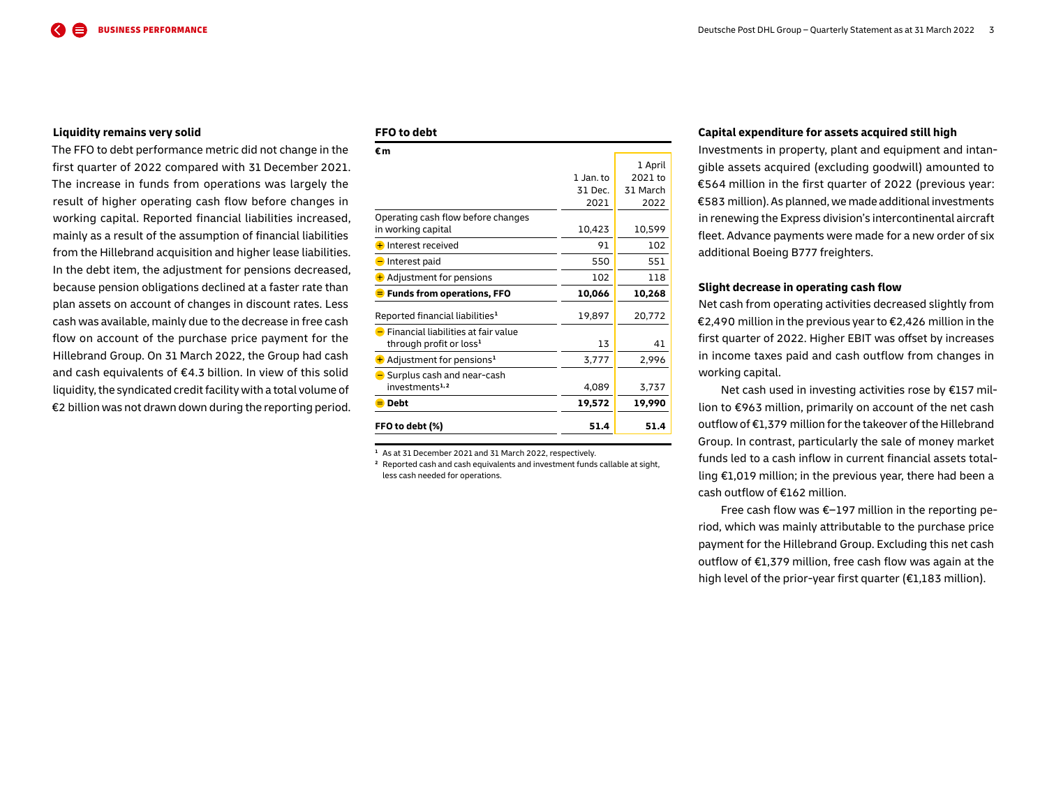### Liquidity remains very solid

The FFO to debt performance metric did not change in the first quarter of 2022 compared with 31 December 2021. The increase in funds from operations was largely the result of higher operating cash flow before changes in working capital. Reported financial liabilities increased, mainly as a result of the assumption of financial liabilities from the Hillebrand acquisition and higher lease liabilities. In the debt item, the adjustment for pensions decreased, because pension obligations declined at a faster rate than plan assets on account of changes in discount rates. Less cash was available, mainly due to the decrease in free cash flow on account of the purchase price payment for the Hillebrand Group. On 31 March 2022, the Group had cash and cash equivalents of €4.3 billion. In view of this solid liquidity, the syndicated credit facility with a total volume of €2 billion was not drawn down during the reporting period.

### FFO to debt

€m

| | 1 Jan. to 31 Dec. 2021 | 1 April 2021 to 31 March 2022 |
|---|---|---|
| Operating cash flow before changes in working capital | 10,423 | 10,599 |
| + Interest received | 91 | 102 |
| − Interest paid | 550 | 551 |
| + Adjustment for pensions | 102 | 118 |
| **= Funds from operations, FFO** | **10,066** | **10,268** |
| Reported financial liabilities[1] | 19,897 | 20,772 |
| − Financial liabilities at fair value through profit or loss[1] | 13 | 41 |
| + Adjustment for pensions[1] | 3,777 | 2,996 |
| − Surplus cash and near-cash investments[1,2] | 4,089 | 3,737 |
| **= Debt** | **19,572** | **19,990** |
| **FFO to debt (%)** | **51.4** | **51.4** |

[1] As at 31 December 2021 and 31 March 2022, respectively.
[2] Reported cash and cash equivalents and investment funds callable at sight, less cash needed for operations.

### Capital expenditure for assets acquired still high

Investments in property, plant and equipment and intangible assets acquired (excluding goodwill) amounted to €564 million in the first quarter of 2022 (previous year: €583 million). As planned, we made additional investments in renewing the Express division's intercontinental aircraft fleet. Advance payments were made for a new order of six additional Boeing B777 freighters.

### Slight decrease in operating cash flow

Net cash from operating activities decreased slightly from €2,490 million in the previous year to €2,426 million in the first quarter of 2022. Higher EBIT was offset by increases in income taxes paid and cash outflow from changes in working capital.

Net cash used in investing activities rose by €157 million to €963 million, primarily on account of the net cash outflow of €1,379 million for the takeover of the Hillebrand Group. In contrast, particularly the sale of money market funds led to a cash inflow in current financial assets totalling €1,019 million; in the previous year, there had been a cash outflow of €162 million.

Free cash flow was €−197 million in the reporting period, which was mainly attributable to the purchase price payment for the Hillebrand Group. Excluding this net cash outflow of €1,379 million, free cash flow was again at the high level of the prior-year first quarter (€1,183 million).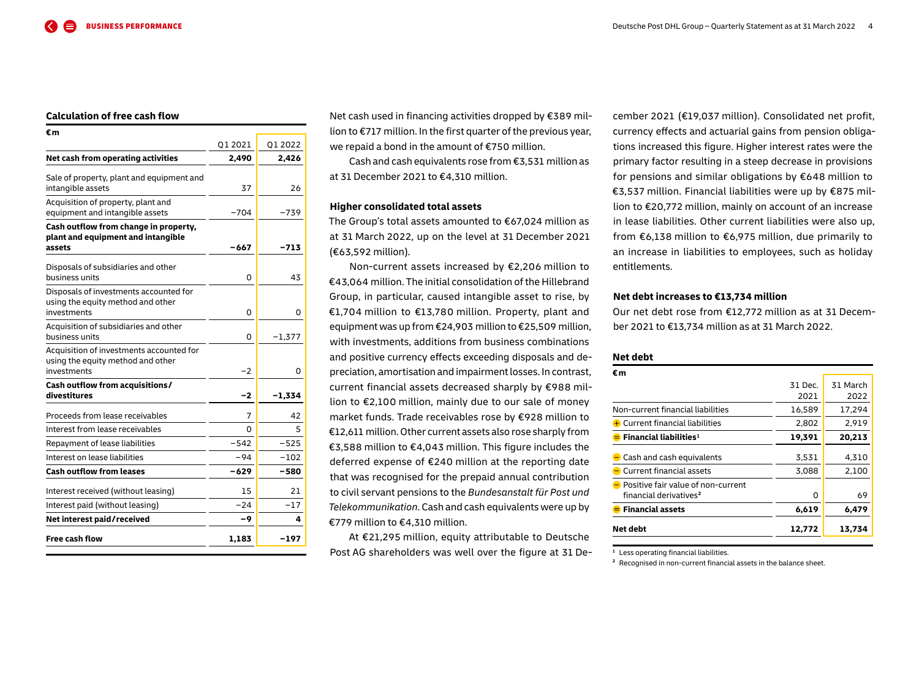## Calculation of free cash flow

€m

| | Q1 2021 | Q1 2022 |
|---|---|---|
| **Net cash from operating activities** | **2,490** | **2,426** |
| Sale of property, plant and equipment and intangible assets | 37 | 26 |
| Acquisition of property, plant and equipment and intangible assets | −704 | −739 |
| **Cash outflow from change in property, plant and equipment and intangible assets** | **−667** | **−713** |
| Disposals of subsidiaries and other business units | 0 | 43 |
| Disposals of investments accounted for using the equity method and other investments | 0 | 0 |
| Acquisition of subsidiaries and other business units | 0 | −1,377 |
| Acquisition of investments accounted for using the equity method and other investments | −2 | 0 |
| **Cash outflow from acquisitions/ divestitures** | **−2** | **−1,334** |
| Proceeds from lease receivables | 7 | 42 |
| Interest from lease receivables | 0 | 5 |
| Repayment of lease liabilities | −542 | −525 |
| Interest on lease liabilities | −94 | −102 |
| **Cash outflow from leases** | **−629** | **−580** |
| Interest received (without leasing) | 15 | 21 |
| Interest paid (without leasing) | −24 | −17 |
| **Net interest paid/received** | **−9** | **4** |
| **Free cash flow** | **1,183** | **−197** |

Net cash used in financing activities dropped by €389 million to €717 million. In the first quarter of the previous year, we repaid a bond in the amount of €750 million.

Cash and cash equivalents rose from €3,531 million as at 31 December 2021 to €4,310 million.

### Higher consolidated total assets

The Group's total assets amounted to €67,024 million as at 31 March 2022, up on the level at 31 December 2021 (€63,592 million).

Non-current assets increased by €2,206 million to €43,064 million. The initial consolidation of the Hillebrand Group, in particular, caused intangible asset to rise, by €1,704 million to €13,780 million. Property, plant and equipment was up from €24,903 million to €25,509 million, with investments, additions from business combinations and positive currency effects exceeding disposals and depreciation, amortisation and impairment losses. In contrast, current financial assets decreased sharply by €988 million to €2,100 million, mainly due to our sale of money market funds. Trade receivables rose by €928 million to €12,611 million. Other current assets also rose sharply from €3,588 million to €4,043 million. This figure includes the deferred expense of €240 million at the reporting date that was recognised for the prepaid annual contribution to civil servant pensions to the *Bundesanstalt für Post und Telekommunikation*. Cash and cash equivalents were up by €779 million to €4,310 million.

At €21,295 million, equity attributable to Deutsche Post AG shareholders was well over the figure at 31 December 2021 (€19,037 million). Consolidated net profit, currency effects and actuarial gains from pension obligations increased this figure. Higher interest rates were the primary factor resulting in a steep decrease in provisions for pensions and similar obligations by €648 million to €3,537 million. Financial liabilities were up by €875 million to €20,772 million, mainly on account of an increase in lease liabilities. Other current liabilities were also up, from €6,138 million to €6,975 million, due primarily to an increase in liabilities to employees, such as holiday entitlements.

### Net debt increases to €13,734 million

Our net debt rose from €12,772 million as at 31 December 2021 to €13,734 million as at 31 March 2022.

## Net debt

€m

| | 31 Dec. 2021 | 31 March 2022 |
|---|---|---|
| Non-current financial liabilities | 16,589 | 17,294 |
| + Current financial liabilities | 2,802 | 2,919 |
| **= Financial liabilities[1]** | **19,391** | **20,213** |
| − Cash and cash equivalents | 3,531 | 4,310 |
| − Current financial assets | 3,088 | 2,100 |
| − Positive fair value of non-current financial derivatives[2] | 0 | 69 |
| **= Financial assets** | **6,619** | **6,479** |
| **Net debt** | **12,772** | **13,734** |

[1] Less operating financial liabilities.
[2] Recognised in non-current financial assets in the balance sheet.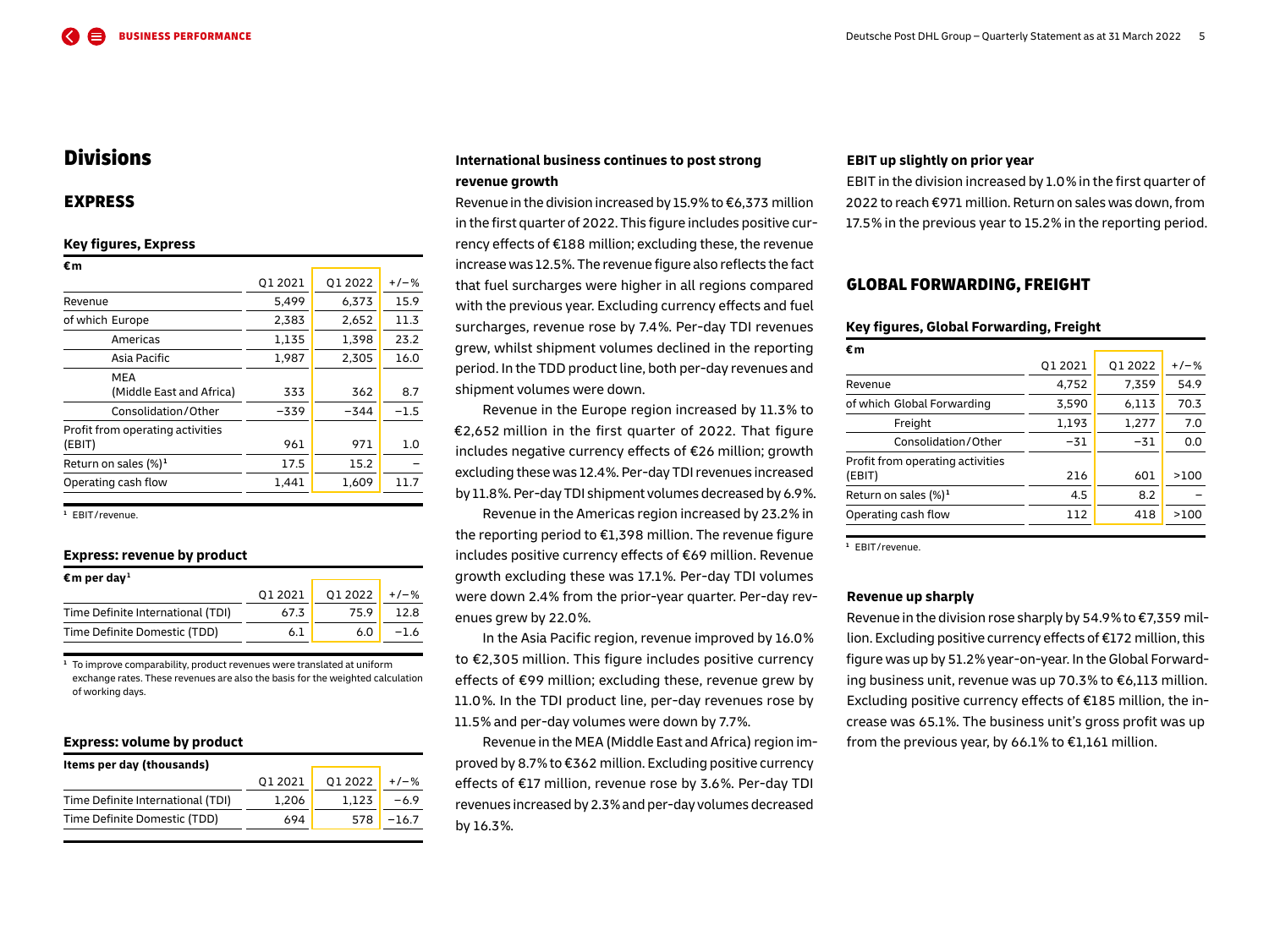# Divisions

## EXPRESS

### Key figures, Express

| €m | Q1 2021 | Q1 2022 | +/–% |
|---|---|---|---|
| Revenue | 5,499 | 6,373 | 15.9 |
| of which Europe | 2,383 | 2,652 | 11.3 |
| Americas | 1,135 | 1,398 | 23.2 |
| Asia Pacific | 1,987 | 2,305 | 16.0 |
| MEA (Middle East and Africa) | 333 | 362 | 8.7 |
| Consolidation/Other | –339 | –344 | –1.5 |
| Profit from operating activities (EBIT) | 961 | 971 | 1.0 |
| Return on sales (%)[1] | 17.5 | 15.2 | – |
| Operating cash flow | 1,441 | 1,609 | 11.7 |

[1] EBIT/revenue.

### Express: revenue by product

| €m per day[1] | Q1 2021 | Q1 2022 | +/–% |
|---|---|---|---|
| Time Definite International (TDI) | 67.3 | 75.9 | 12.8 |
| Time Definite Domestic (TDD) | 6.1 | 6.0 | –1.6 |

[1] To improve comparability, product revenues were translated at uniform exchange rates. These revenues are also the basis for the weighted calculation of working days.

### Express: volume by product

| Items per day (thousands) | Q1 2021 | Q1 2022 | +/–% |
|---|---|---|---|
| Time Definite International (TDI) | 1,206 | 1,123 | –6.9 |
| Time Definite Domestic (TDD) | 694 | 578 | –16.7 |

### International business continues to post strong revenue growth

Revenue in the division increased by 15.9% to €6,373 million in the first quarter of 2022. This figure includes positive currency effects of €188 million; excluding these, the revenue increase was 12.5%. The revenue figure also reflects the fact that fuel surcharges were higher in all regions compared with the previous year. Excluding currency effects and fuel surcharges, revenue rose by 7.4%. Per-day TDI revenues grew, whilst shipment volumes declined in the reporting period. In the TDD product line, both per-day revenues and shipment volumes were down.

Revenue in the Europe region increased by 11.3% to €2,652 million in the first quarter of 2022. That figure includes negative currency effects of €26 million; growth excluding these was 12.4%. Per-day TDI revenues increased by 11.8%. Per-day TDI shipment volumes decreased by 6.9%.

Revenue in the Americas region increased by 23.2% in the reporting period to €1,398 million. The revenue figure includes positive currency effects of €69 million. Revenue growth excluding these was 17.1%. Per-day TDI volumes were down 2.4% from the prior-year quarter. Per-day revenues grew by 22.0%.

In the Asia Pacific region, revenue improved by 16.0% to €2,305 million. This figure includes positive currency effects of €99 million; excluding these, revenue grew by 11.0%. In the TDI product line, per-day revenues rose by 11.5% and per-day volumes were down by 7.7%.

Revenue in the MEA (Middle East and Africa) region improved by 8.7% to €362 million. Excluding positive currency effects of €17 million, revenue rose by 3.6%. Per-day TDI revenues increased by 2.3% and per-day volumes decreased by 16.3%.

### EBIT up slightly on prior year

EBIT in the division increased by 1.0% in the first quarter of 2022 to reach €971 million. Return on sales was down, from 17.5% in the previous year to 15.2% in the reporting period.

## GLOBAL FORWARDING, FREIGHT

### Key figures, Global Forwarding, Freight

| €m | Q1 2021 | Q1 2022 | +/–% |
|---|---|---|---|
| Revenue | 4,752 | 7,359 | 54.9 |
| of which Global Forwarding | 3,590 | 6,113 | 70.3 |
| Freight | 1,193 | 1,277 | 7.0 |
| Consolidation/Other | –31 | –31 | 0.0 |
| Profit from operating activities (EBIT) | 216 | 601 | >100 |
| Return on sales (%)[1] | 4.5 | 8.2 | – |
| Operating cash flow | 112 | 418 | >100 |

[1] EBIT/revenue.

### Revenue up sharply

Revenue in the division rose sharply by 54.9% to €7,359 million. Excluding positive currency effects of €172 million, this figure was up by 51.2% year-on-year. In the Global Forwarding business unit, revenue was up 70.3% to €6,113 million. Excluding positive currency effects of €185 million, the increase was 65.1%. The business unit's gross profit was up from the previous year, by 66.1% to €1,161 million.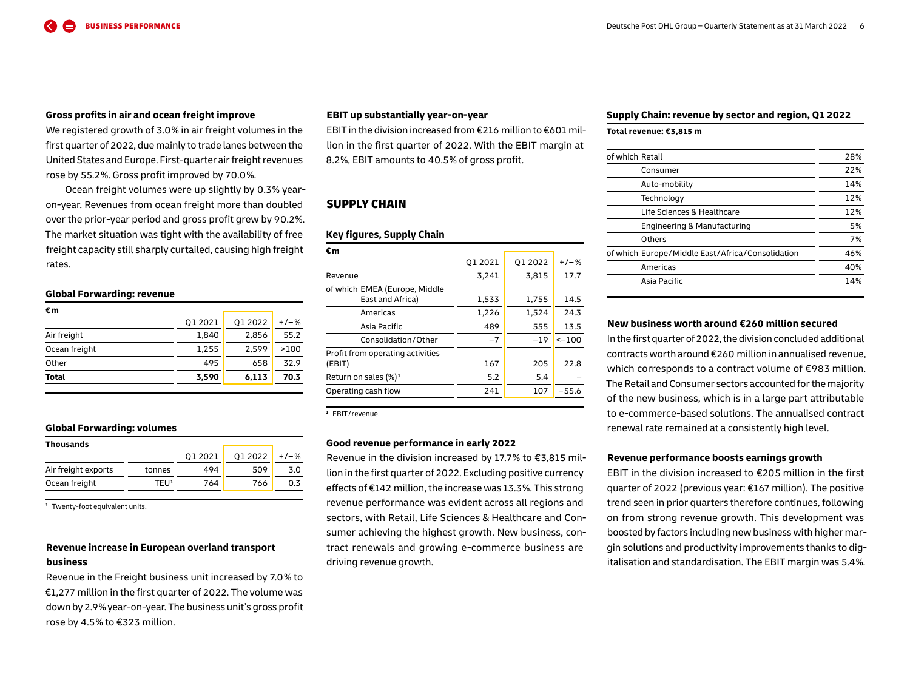#### Gross profits in air and ocean freight improve

We registered growth of 3.0% in air freight volumes in the first quarter of 2022, due mainly to trade lanes between the United States and Europe. First-quarter air freight revenues rose by 55.2%. Gross profit improved by 70.0%.

Ocean freight volumes were up slightly by 0.3% year-on-year. Revenues from ocean freight more than doubled over the prior-year period and gross profit grew by 90.2%. The market situation was tight with the availability of free freight capacity still sharply curtailed, causing high freight rates.

**Global Forwarding: revenue**

| €m | Q1 2021 | Q1 2022 | +/–% |
|---|---|---|---|
| Air freight | 1,840 | 2,856 | 55.2 |
| Ocean freight | 1,255 | 2,599 | >100 |
| Other | 495 | 658 | 32.9 |
| **Total** | **3,590** | **6,113** | **70.3** |

**Global Forwarding: volumes**

| Thousands | | Q1 2021 | Q1 2022 | +/–% |
|---|---|---|---|---|
| Air freight exports | tonnes | 494 | 509 | 3.0 |
| Ocean freight | TEU[1] | 764 | 766 | 0.3 |

[1] Twenty-foot equivalent units.

#### Revenue increase in European overland transport business

Revenue in the Freight business unit increased by 7.0% to €1,277 million in the first quarter of 2022. The volume was down by 2.9% year-on-year. The business unit's gross profit rose by 4.5% to €323 million.

#### EBIT up substantially year-on-year

EBIT in the division increased from €216 million to €601 million in the first quarter of 2022. With the EBIT margin at 8.2%, EBIT amounts to 40.5% of gross profit.

## SUPPLY CHAIN

**Key figures, Supply Chain**

| €m | Q1 2021 | Q1 2022 | +/–% |
|---|---|---|---|
| Revenue | 3,241 | 3,815 | 17.7 |
| of which EMEA (Europe, Middle East and Africa) | 1,533 | 1,755 | 14.5 |
| Americas | 1,226 | 1,524 | 24.3 |
| Asia Pacific | 489 | 555 | 13.5 |
| Consolidation/Other | −7 | −19 | <−100 |
| Profit from operating activities (EBIT) | 167 | 205 | 22.8 |
| Return on sales (%)[1] | 5.2 | 5.4 | – |
| Operating cash flow | 241 | 107 | −55.6 |

[1] EBIT/revenue.

#### Good revenue performance in early 2022

Revenue in the division increased by 17.7% to €3,815 million in the first quarter of 2022. Excluding positive currency effects of €142 million, the increase was 13.3%. This strong revenue performance was evident across all regions and sectors, with Retail, Life Sciences & Healthcare and Consumer achieving the highest growth. New business, contract renewals and growing e-commerce business are driving revenue growth.

**Supply Chain: revenue by sector and region, Q1 2022**

**Total revenue: €3,815 m**

| | |
|---|---|
| of which Retail | 28% |
| Consumer | 22% |
| Auto-mobility | 14% |
| Technology | 12% |
| Life Sciences & Healthcare | 12% |
| Engineering & Manufacturing | 5% |
| Others | 7% |
| of which Europe/Middle East/Africa/Consolidation | 46% |
| Americas | 40% |
| Asia Pacific | 14% |

#### New business worth around €260 million secured

In the first quarter of 2022, the division concluded additional contracts worth around €260 million in annualised revenue, which corresponds to a contract volume of €983 million. The Retail and Consumer sectors accounted for the majority of the new business, which is in a large part attributable to e-commerce-based solutions. The annualised contract renewal rate remained at a consistently high level.

#### Revenue performance boosts earnings growth

EBIT in the division increased to €205 million in the first quarter of 2022 (previous year: €167 million). The positive trend seen in prior quarters therefore continues, following on from strong revenue growth. This development was boosted by factors including new business with higher margin solutions and productivity improvements thanks to digitalisation and standardisation. The EBIT margin was 5.4%.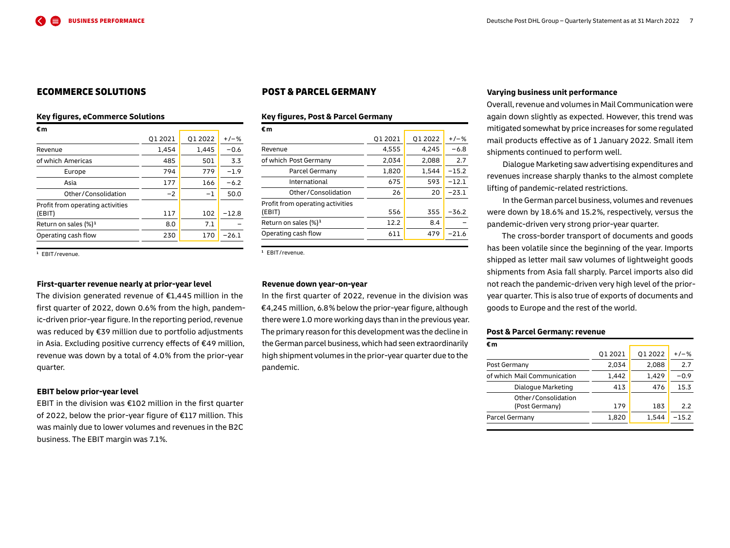## ECOMMERCE SOLUTIONS

### Key figures, eCommerce Solutions

| €m | Q1 2021 | Q1 2022 | +/– % |
|---|---|---|---|
| Revenue | 1,454 | 1,445 | –0.6 |
| of which Americas | 485 | 501 | 3.3 |
| Europe | 794 | 779 | –1.9 |
| Asia | 177 | 166 | –6.2 |
| Other / Consolidation | –2 | –1 | 50.0 |
| Profit from operating activities (EBIT) | 117 | 102 | –12.8 |
| Return on sales (%)[1] | 8.0 | 7.1 | – |
| Operating cash flow | 230 | 170 | –26.1 |

[1] EBIT / revenue.

### First-quarter revenue nearly at prior-year level

The division generated revenue of €1,445 million in the first quarter of 2022, down 0.6% from the high, pandemic-driven prior-year figure. In the reporting period, revenue was reduced by €39 million due to portfolio adjustments in Asia. Excluding positive currency effects of €49 million, revenue was down by a total of 4.0% from the prior-year quarter.

### EBIT below prior-year level

EBIT in the division was €102 million in the first quarter of 2022, below the prior-year figure of €117 million. This was mainly due to lower volumes and revenues in the B2C business. The EBIT margin was 7.1%.

## POST & PARCEL GERMANY

### Key figures, Post & Parcel Germany

| €m | Q1 2021 | Q1 2022 | +/– % |
|---|---|---|---|
| Revenue | 4,555 | 4,245 | –6.8 |
| of which Post Germany | 2,034 | 2,088 | 2.7 |
| Parcel Germany | 1,820 | 1,544 | –15.2 |
| International | 675 | 593 | –12.1 |
| Other / Consolidation | 26 | 20 | –23.1 |
| Profit from operating activities (EBIT) | 556 | 355 | –36.2 |
| Return on sales (%)[1] | 12.2 | 8.4 | – |
| Operating cash flow | 611 | 479 | –21.6 |

[1] EBIT / revenue.

### Revenue down year-on-year

In the first quarter of 2022, revenue in the division was €4,245 million, 6.8% below the prior-year figure, although there were 1.0 more working days than in the previous year. The primary reason for this development was the decline in the German parcel business, which had seen extraordinarily high shipment volumes in the prior-year quarter due to the pandemic.

### Varying business unit performance

Overall, revenue and volumes in Mail Communication were again down slightly as expected. However, this trend was mitigated somewhat by price increases for some regulated mail products effective as of 1 January 2022. Small item shipments continued to perform well.

Dialogue Marketing saw advertising expenditures and revenues increase sharply thanks to the almost complete lifting of pandemic-related restrictions.

In the German parcel business, volumes and revenues were down by 18.6% and 15.2%, respectively, versus the pandemic-driven very strong prior-year quarter.

The cross-border transport of documents and goods has been volatile since the beginning of the year. Imports shipped as letter mail saw volumes of lightweight goods shipments from Asia fall sharply. Parcel imports also did not reach the pandemic-driven very high level of the prior-year quarter. This is also true of exports of documents and goods to Europe and the rest of the world.

### Post & Parcel Germany: revenue

| €m | Q1 2021 | Q1 2022 | +/– % |
|---|---|---|---|
| Post Germany | 2,034 | 2,088 | 2.7 |
| of which Mail Communication | 1,442 | 1,429 | –0.9 |
| Dialogue Marketing | 413 | 476 | 15.3 |
| Other / Consolidation (Post Germany) | 179 | 183 | 2.2 |
| Parcel Germany | 1,820 | 1,544 | –15.2 |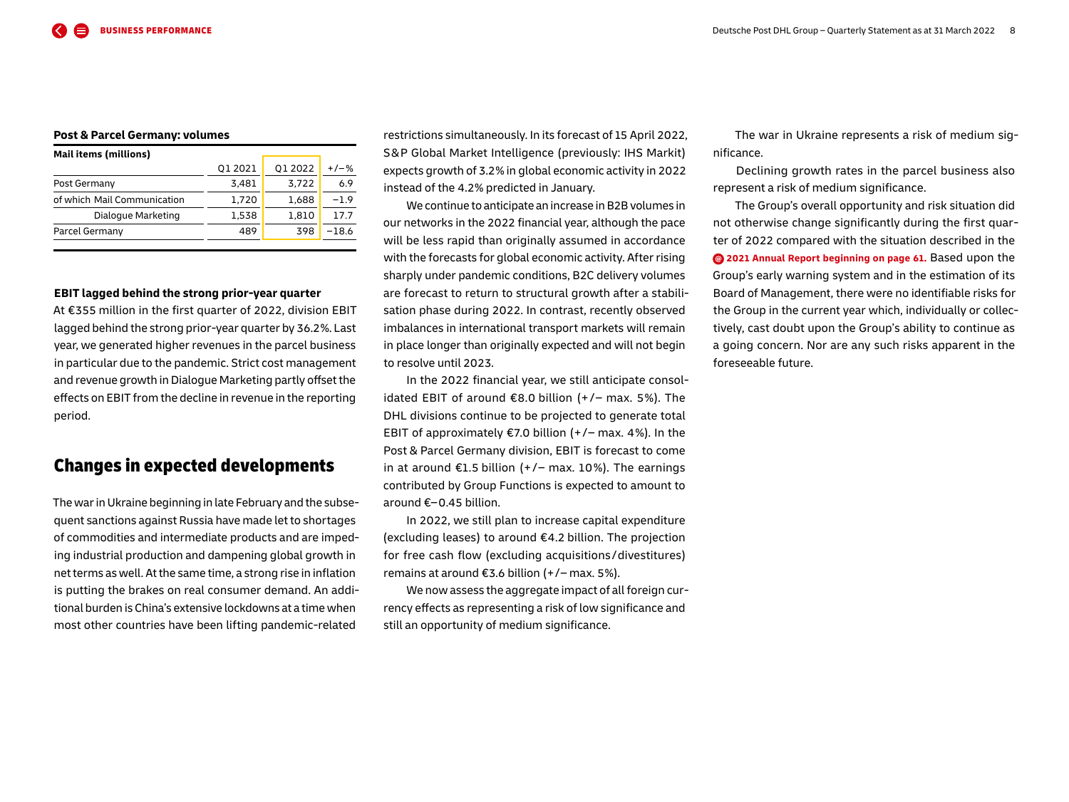**Post & Parcel Germany: volumes**

| Mail items (millions) | Q1 2021 | Q1 2022 | +/– % |
|---|---|---|---|
| Post Germany | 3,481 | 3,722 | 6.9 |
| of which Mail Communication | 1,720 | 1,688 | –1.9 |
| Dialogue Marketing | 1,538 | 1,810 | 17.7 |
| Parcel Germany | 489 | 398 | –18.6 |

**EBIT lagged behind the strong prior-year quarter**

At €355 million in the first quarter of 2022, division EBIT lagged behind the strong prior-year quarter by 36.2%. Last year, we generated higher revenues in the parcel business in particular due to the pandemic. Strict cost management and revenue growth in Dialogue Marketing partly offset the effects on EBIT from the decline in revenue in the reporting period.

## Changes in expected developments

The war in Ukraine beginning in late February and the subsequent sanctions against Russia have made let to shortages of commodities and intermediate products and are impeding industrial production and dampening global growth in net terms as well. At the same time, a strong rise in inflation is putting the brakes on real consumer demand. An additional burden is China's extensive lockdowns at a time when most other countries have been lifting pandemic-related restrictions simultaneously. In its forecast of 15 April 2022, S&P Global Market Intelligence (previously: IHS Markit) expects growth of 3.2% in global economic activity in 2022 instead of the 4.2% predicted in January.

We continue to anticipate an increase in B2B volumes in our networks in the 2022 financial year, although the pace will be less rapid than originally assumed in accordance with the forecasts for global economic activity. After rising sharply under pandemic conditions, B2C delivery volumes are forecast to return to structural growth after a stabilisation phase during 2022. In contrast, recently observed imbalances in international transport markets will remain in place longer than originally expected and will not begin to resolve until 2023.

In the 2022 financial year, we still anticipate consolidated EBIT of around €8.0 billion (+/– max. 5%). The DHL divisions continue to be projected to generate total EBIT of approximately €7.0 billion (+/– max. 4%). In the Post & Parcel Germany division, EBIT is forecast to come in at around €1.5 billion (+/– max. 10%). The earnings contributed by Group Functions is expected to amount to around €–0.45 billion.

In 2022, we still plan to increase capital expenditure (excluding leases) to around €4.2 billion. The projection for free cash flow (excluding acquisitions/divestitures) remains at around €3.6 billion (+/– max. 5%).

We now assess the aggregate impact of all foreign currency effects as representing a risk of low significance and still an opportunity of medium significance.

The war in Ukraine represents a risk of medium significance.

Declining growth rates in the parcel business also represent a risk of medium significance.

The Group's overall opportunity and risk situation did not otherwise change significantly during the first quarter of 2022 compared with the situation described in the **2021 Annual Report beginning on page 61.** Based upon the Group's early warning system and in the estimation of its Board of Management, there were no identifiable risks for the Group in the current year which, individually or collectively, cast doubt upon the Group's ability to continue as a going concern. Nor are any such risks apparent in the foreseeable future.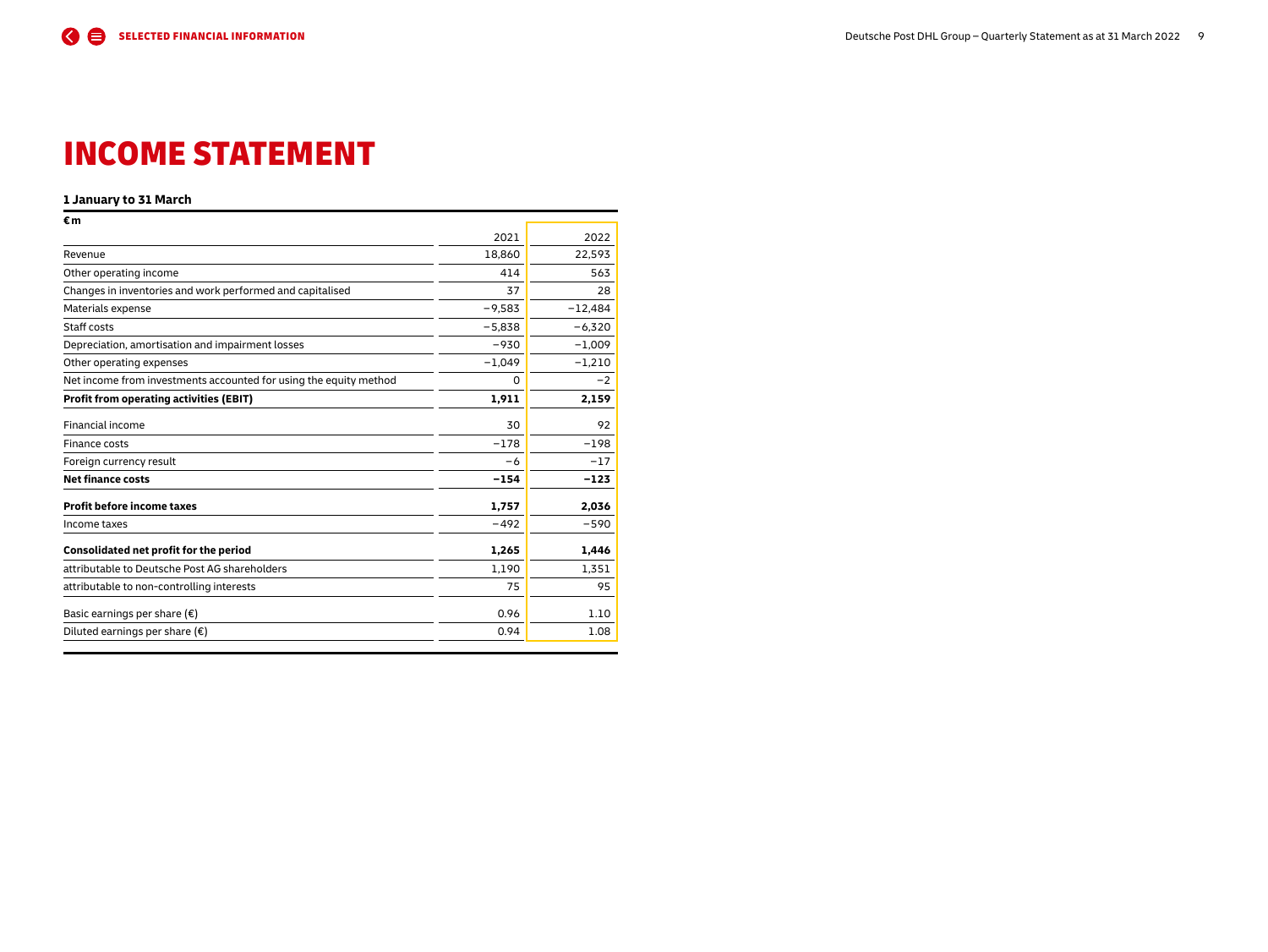# INCOME STATEMENT

**1 January to 31 March**

| €m | 2021 | 2022 |
|---|---|---|
| Revenue | 18,860 | 22,593 |
| Other operating income | 414 | 563 |
| Changes in inventories and work performed and capitalised | 37 | 28 |
| Materials expense | −9,583 | −12,484 |
| Staff costs | −5,838 | −6,320 |
| Depreciation, amortisation and impairment losses | −930 | −1,009 |
| Other operating expenses | −1,049 | −1,210 |
| Net income from investments accounted for using the equity method | 0 | −2 |
| **Profit from operating activities (EBIT)** | **1,911** | **2,159** |
| Financial income | 30 | 92 |
| Finance costs | −178 | −198 |
| Foreign currency result | −6 | −17 |
| **Net finance costs** | **−154** | **−123** |
| **Profit before income taxes** | **1,757** | **2,036** |
| Income taxes | −492 | −590 |
| **Consolidated net profit for the period** | **1,265** | **1,446** |
| attributable to Deutsche Post AG shareholders | 1,190 | 1,351 |
| attributable to non-controlling interests | 75 | 95 |
| Basic earnings per share (€) | 0.96 | 1.10 |
| Diluted earnings per share (€) | 0.94 | 1.08 |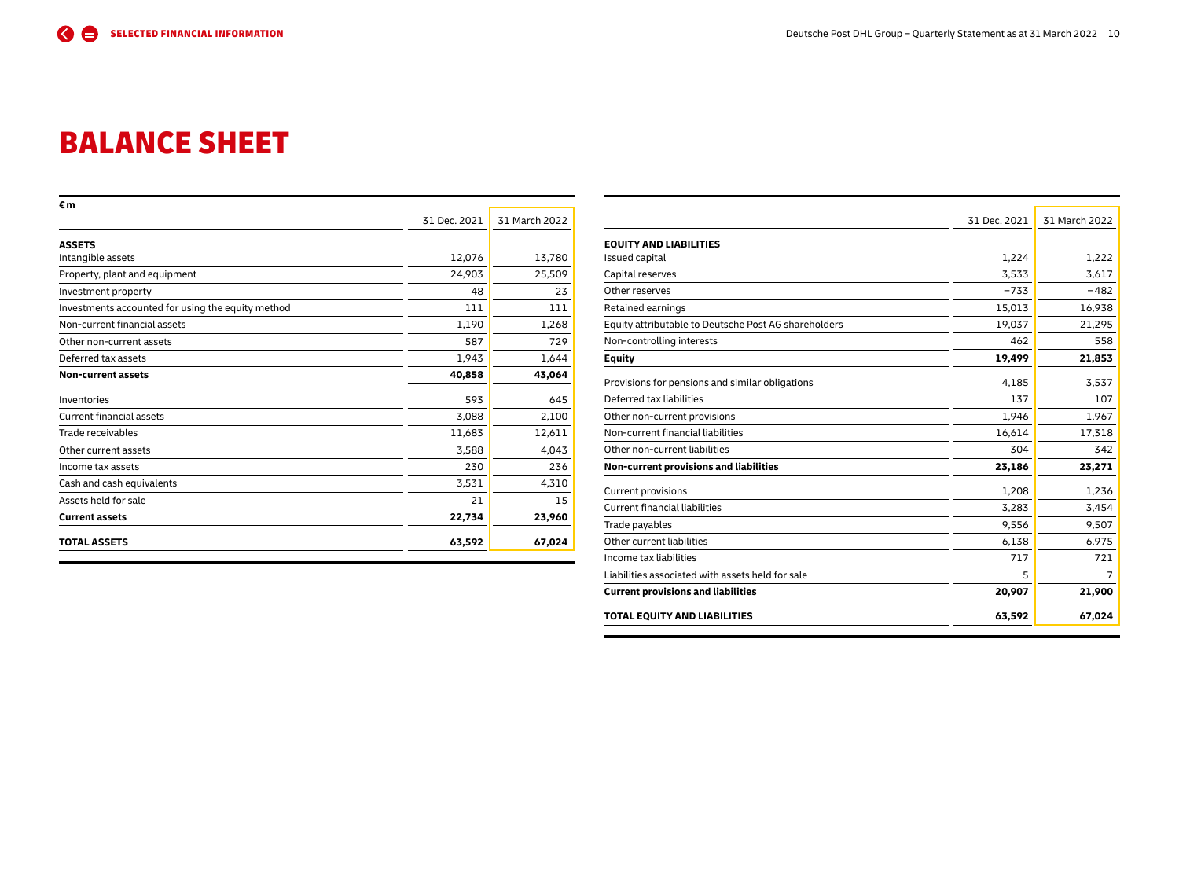# BALANCE SHEET

| €m | 31 Dec. 2021 | 31 March 2022 |
|---|---|---|
| **ASSETS** | | |
| Intangible assets | 12,076 | 13,780 |
| Property, plant and equipment | 24,903 | 25,509 |
| Investment property | 48 | 23 |
| Investments accounted for using the equity method | 111 | 111 |
| Non-current financial assets | 1,190 | 1,268 |
| Other non-current assets | 587 | 729 |
| Deferred tax assets | 1,943 | 1,644 |
| **Non-current assets** | **40,858** | **43,064** |
| Inventories | 593 | 645 |
| Current financial assets | 3,088 | 2,100 |
| Trade receivables | 11,683 | 12,611 |
| Other current assets | 3,588 | 4,043 |
| Income tax assets | 230 | 236 |
| Cash and cash equivalents | 3,531 | 4,310 |
| Assets held for sale | 21 | 15 |
| **Current assets** | **22,734** | **23,960** |
| **TOTAL ASSETS** | **63,592** | **67,024** |

| | 31 Dec. 2021 | 31 March 2022 |
|---|---|---|
| **EQUITY AND LIABILITIES** | | |
| Issued capital | 1,224 | 1,222 |
| Capital reserves | 3,533 | 3,617 |
| Other reserves | −733 | −482 |
| Retained earnings | 15,013 | 16,938 |
| Equity attributable to Deutsche Post AG shareholders | 19,037 | 21,295 |
| Non-controlling interests | 462 | 558 |
| **Equity** | **19,499** | **21,853** |
| Provisions for pensions and similar obligations | 4,185 | 3,537 |
| Deferred tax liabilities | 137 | 107 |
| Other non-current provisions | 1,946 | 1,967 |
| Non-current financial liabilities | 16,614 | 17,318 |
| Other non-current liabilities | 304 | 342 |
| **Non-current provisions and liabilities** | **23,186** | **23,271** |
| Current provisions | 1,208 | 1,236 |
| Current financial liabilities | 3,283 | 3,454 |
| Trade payables | 9,556 | 9,507 |
| Other current liabilities | 6,138 | 6,975 |
| Income tax liabilities | 717 | 721 |
| Liabilities associated with assets held for sale | 5 | 7 |
| **Current provisions and liabilities** | **20,907** | **21,900** |
| **TOTAL EQUITY AND LIABILITIES** | **63,592** | **67,024** |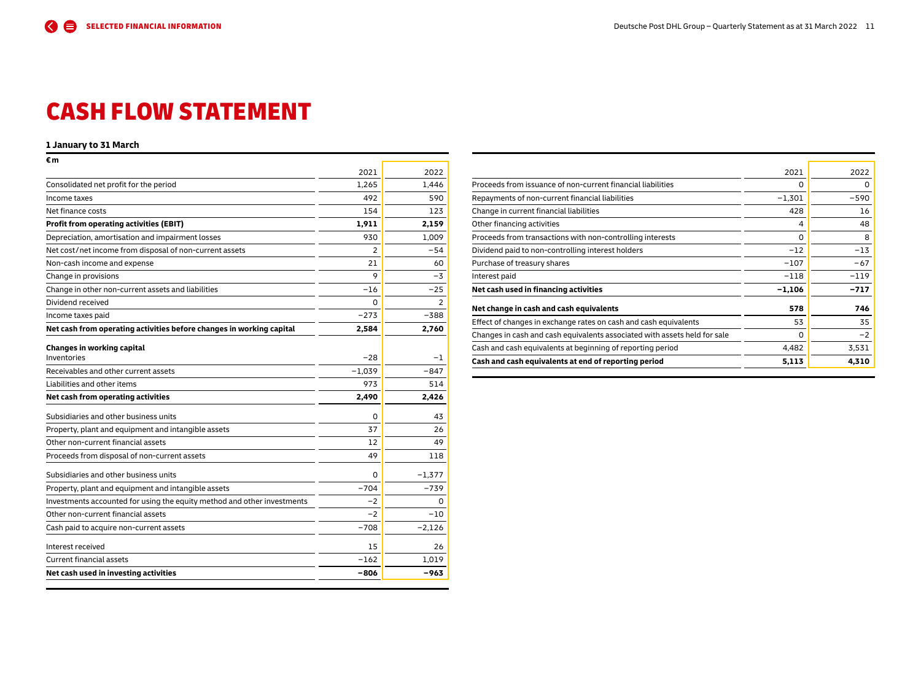# CASH FLOW STATEMENT

**1 January to 31 March**

| €m | 2021 | 2022 |
|---|---|---|
| Consolidated net profit for the period | 1,265 | 1,446 |
| Income taxes | 492 | 590 |
| Net finance costs | 154 | 123 |
| **Profit from operating activities (EBIT)** | **1,911** | **2,159** |
| Depreciation, amortisation and impairment losses | 930 | 1,009 |
| Net cost/net income from disposal of non-current assets | 2 | −54 |
| Non-cash income and expense | 21 | 60 |
| Change in provisions | 9 | −3 |
| Change in other non-current assets and liabilities | −16 | −25 |
| Dividend received | 0 | 2 |
| Income taxes paid | −273 | −388 |
| **Net cash from operating activities before changes in working capital** | **2,584** | **2,760** |
| **Changes in working capital** | | |
| Inventories | −28 | −1 |
| Receivables and other current assets | −1,039 | −847 |
| Liabilities and other items | 973 | 514 |
| **Net cash from operating activities** | **2,490** | **2,426** |
| Subsidiaries and other business units | 0 | 43 |
| Property, plant and equipment and intangible assets | 37 | 26 |
| Other non-current financial assets | 12 | 49 |
| Proceeds from disposal of non-current assets | 49 | 118 |
| Subsidiaries and other business units | 0 | −1,377 |
| Property, plant and equipment and intangible assets | −704 | −739 |
| Investments accounted for using the equity method and other investments | −2 | 0 |
| Other non-current financial assets | −2 | −10 |
| Cash paid to acquire non-current assets | −708 | −2,126 |
| Interest received | 15 | 26 |
| Current financial assets | −162 | 1,019 |
| **Net cash used in investing activities** | **−806** | **−963** |
| Proceeds from issuance of non-current financial liabilities | 0 | 0 |
| Repayments of non-current financial liabilities | −1,301 | −590 |
| Change in current financial liabilities | 428 | 16 |
| Other financing activities | 4 | 48 |
| Proceeds from transactions with non-controlling interests | 0 | 8 |
| Dividend paid to non-controlling interest holders | −12 | −13 |
| Purchase of treasury shares | −107 | −67 |
| Interest paid | −118 | −119 |
| **Net cash used in financing activities** | **−1,106** | **−717** |
| **Net change in cash and cash equivalents** | **578** | **746** |
| Effect of changes in exchange rates on cash and cash equivalents | 53 | 35 |
| Changes in cash and cash equivalents associated with assets held for sale | 0 | −2 |
| Cash and cash equivalents at beginning of reporting period | 4,482 | 3,531 |
| **Cash and cash equivalents at end of reporting period** | **5,113** | **4,310** |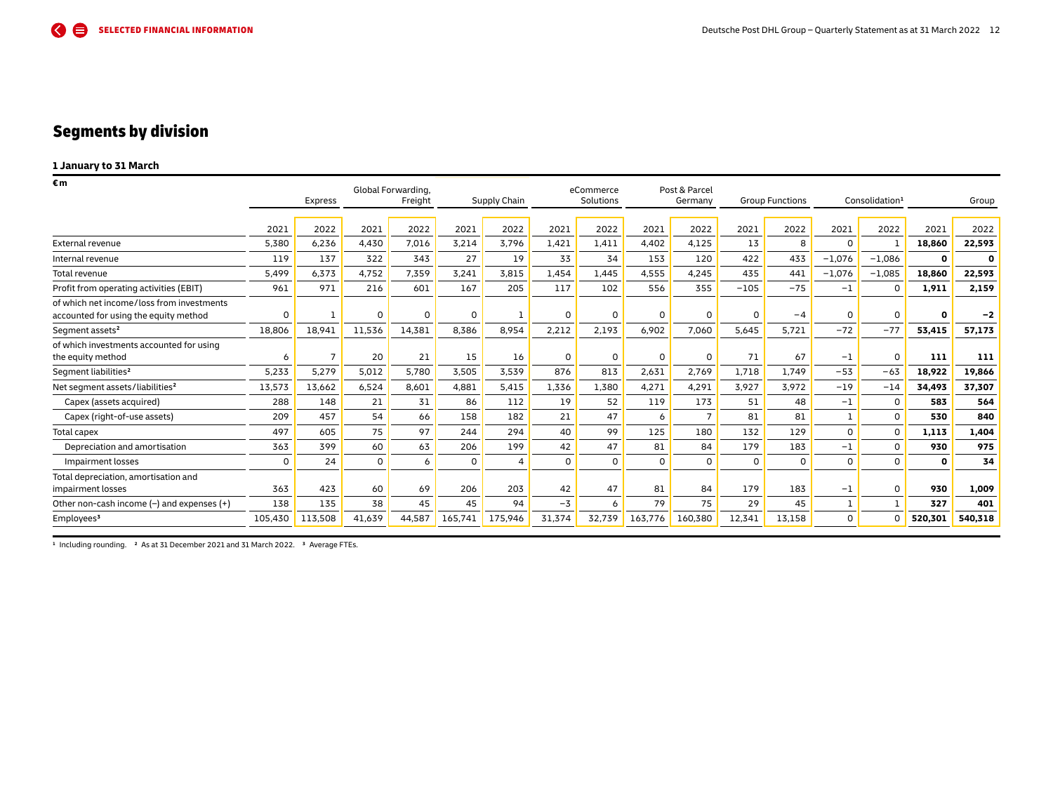## Segments by division

**1 January to 31 March**

| €m | Express | | Global Forwarding, Freight | | Supply Chain | | eCommerce Solutions | | Post & Parcel Germany | | Group Functions | | Consolidation[1] | | Group | |
|---|---|---|---|---|---|---|---|---|---|---|---|---|---|---|---|---|
| | 2021 | 2022 | 2021 | 2022 | 2021 | 2022 | 2021 | 2022 | 2021 | 2022 | 2021 | 2022 | 2021 | 2022 | 2021 | 2022 |
| External revenue | 5,380 | 6,236 | 4,430 | 7,016 | 3,214 | 3,796 | 1,421 | 1,411 | 4,402 | 4,125 | 13 | 8 | 0 | 1 | **18,860** | **22,593** |
| Internal revenue | 119 | 137 | 322 | 343 | 27 | 19 | 33 | 34 | 153 | 120 | 422 | 433 | −1,076 | −1,086 | **0** | **0** |
| Total revenue | 5,499 | 6,373 | 4,752 | 7,359 | 3,241 | 3,815 | 1,454 | 1,445 | 4,555 | 4,245 | 435 | 441 | −1,076 | −1,085 | **18,860** | **22,593** |
| Profit from operating activities (EBIT) | 961 | 971 | 216 | 601 | 167 | 205 | 117 | 102 | 556 | 355 | −105 | −75 | −1 | 0 | **1,911** | **2,159** |
| of which net income/loss from investments accounted for using the equity method | 0 | 1 | 0 | 0 | 0 | 1 | 0 | 0 | 0 | 0 | 0 | −4 | 0 | 0 | **0** | **−2** |
| Segment assets[2] | 18,806 | 18,941 | 11,536 | 14,381 | 8,386 | 8,954 | 2,212 | 2,193 | 6,902 | 7,060 | 5,645 | 5,721 | −72 | −77 | **53,415** | **57,173** |
| of which investments accounted for using the equity method | 6 | 7 | 20 | 21 | 15 | 16 | 0 | 0 | 0 | 0 | 71 | 67 | −1 | 0 | **111** | **111** |
| Segment liabilities[2] | 5,233 | 5,279 | 5,012 | 5,780 | 3,505 | 3,539 | 876 | 813 | 2,631 | 2,769 | 1,718 | 1,749 | −53 | −63 | **18,922** | **19,866** |
| Net segment assets/liabilities[2] | 13,573 | 13,662 | 6,524 | 8,601 | 4,881 | 5,415 | 1,336 | 1,380 | 4,271 | 4,291 | 3,927 | 3,972 | −19 | −14 | **34,493** | **37,307** |
| Capex (assets acquired) | 288 | 148 | 21 | 31 | 86 | 112 | 19 | 52 | 119 | 173 | 51 | 48 | −1 | 0 | **583** | **564** |
| Capex (right-of-use assets) | 209 | 457 | 54 | 66 | 158 | 182 | 21 | 47 | 6 | 7 | 81 | 81 | 1 | 0 | **530** | **840** |
| Total capex | 497 | 605 | 75 | 97 | 244 | 294 | 40 | 99 | 125 | 180 | 132 | 129 | 0 | 0 | **1,113** | **1,404** |
| Depreciation and amortisation | 363 | 399 | 60 | 63 | 206 | 199 | 42 | 47 | 81 | 84 | 179 | 183 | −1 | 0 | **930** | **975** |
| Impairment losses | 0 | 24 | 0 | 6 | 0 | 4 | 0 | 0 | 0 | 0 | 0 | 0 | 0 | 0 | **0** | **34** |
| Total depreciation, amortisation and impairment losses | 363 | 423 | 60 | 69 | 206 | 203 | 42 | 47 | 81 | 84 | 179 | 183 | −1 | 0 | **930** | **1,009** |
| Other non-cash income (−) and expenses (+) | 138 | 135 | 38 | 45 | 45 | 94 | −3 | 6 | 79 | 75 | 29 | 45 | 1 | 1 | **327** | **401** |
| Employees[3] | 105,430 | 113,508 | 41,639 | 44,587 | 165,741 | 175,946 | 31,374 | 32,739 | 163,776 | 160,380 | 12,341 | 13,158 | 0 | 0 | **520,301** | **540,318** |

[1] Including rounding. [2] As at 31 December 2021 and 31 March 2022. [3] Average FTEs.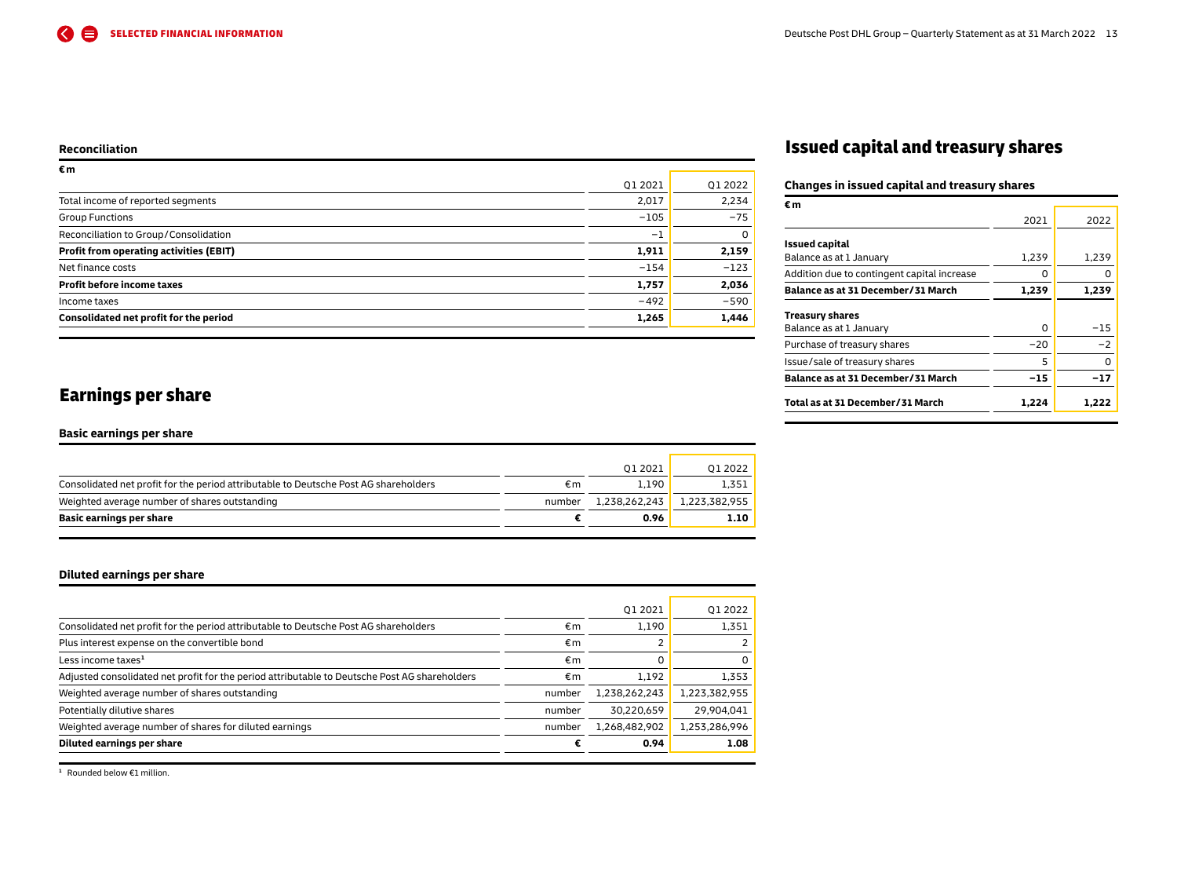#### Reconciliation

| €m | Q1 2021 | Q1 2022 |
|---|---|---|
| Total income of reported segments | 2,017 | 2,234 |
| Group Functions | −105 | −75 |
| Reconciliation to Group/Consolidation | −1 | 0 |
| **Profit from operating activities (EBIT)** | **1,911** | **2,159** |
| Net finance costs | −154 | −123 |
| **Profit before income taxes** | **1,757** | **2,036** |
| Income taxes | −492 | −590 |
| **Consolidated net profit for the period** | **1,265** | **1,446** |

## Earnings per share

#### Basic earnings per share

| | | Q1 2021 | Q1 2022 |
|---|---|---|---|
| Consolidated net profit for the period attributable to Deutsche Post AG shareholders | €m | 1,190 | 1,351 |
| Weighted average number of shares outstanding | number | 1,238,262,243 | 1,223,382,955 |
| **Basic earnings per share** | **€** | **0.96** | **1.10** |

#### Diluted earnings per share

| | | Q1 2021 | Q1 2022 |
|---|---|---|---|
| Consolidated net profit for the period attributable to Deutsche Post AG shareholders | €m | 1,190 | 1,351 |
| Plus interest expense on the convertible bond | €m | 2 | 2 |
| Less income taxes[1] | €m | 0 | 0 |
| Adjusted consolidated net profit for the period attributable to Deutsche Post AG shareholders | €m | 1,192 | 1,353 |
| Weighted average number of shares outstanding | number | 1,238,262,243 | 1,223,382,955 |
| Potentially dilutive shares | number | 30,220,659 | 29,904,041 |
| Weighted average number of shares for diluted earnings | number | 1,268,482,902 | 1,253,286,996 |
| **Diluted earnings per share** | **€** | **0.94** | **1.08** |

[1] Rounded below €1 million.

## Issued capital and treasury shares

#### Changes in issued capital and treasury shares

| €m | 2021 | 2022 |
|---|---|---|
| **Issued capital** | | |
| Balance as at 1 January | 1,239 | 1,239 |
| Addition due to contingent capital increase | 0 | 0 |
| **Balance as at 31 December/31 March** | **1,239** | **1,239** |
| **Treasury shares** | | |
| Balance as at 1 January | 0 | −15 |
| Purchase of treasury shares | −20 | −2 |
| Issue/sale of treasury shares | 5 | 0 |
| **Balance as at 31 December/31 March** | **−15** | **−17** |
| **Total as at 31 December/31 March** | **1,224** | **1,222** |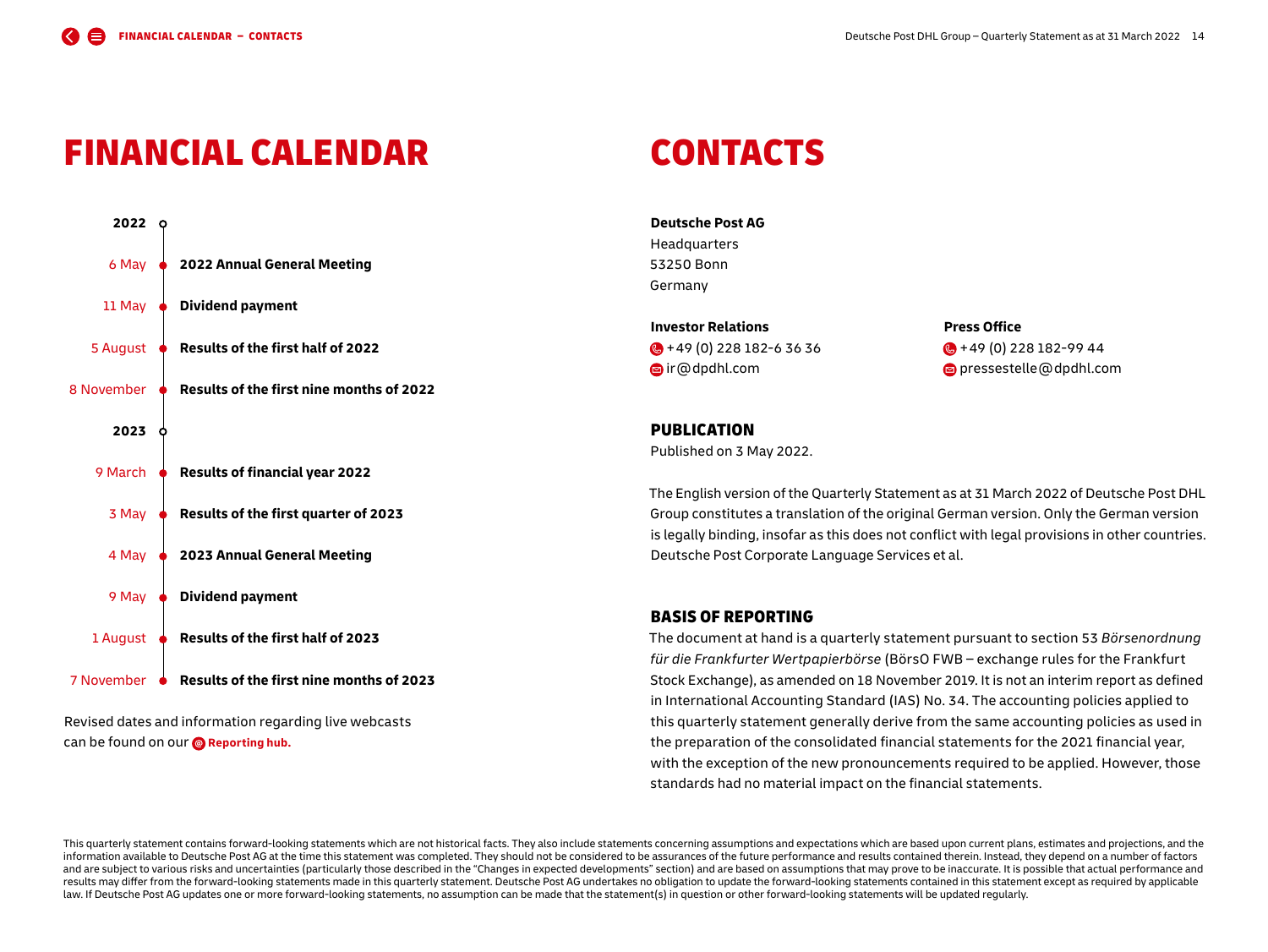# FINANCIAL CALENDAR

**2022**

6 May **2022 Annual General Meeting**

11 May **Dividend payment**

5 August **Results of the first half of 2022**

8 November **Results of the first nine months of 2022**

**2023**

9 March **Results of financial year 2022**

3 May **Results of the first quarter of 2023**

4 May **2023 Annual General Meeting**

9 May **Dividend payment**

1 August **Results of the first half of 2023**

7 November **Results of the first nine months of 2023**

Revised dates and information regarding live webcasts can be found on our **Reporting hub.**

# CONTACTS

**Deutsche Post AG**
Headquarters
53250 Bonn
Germany

**Investor Relations**
+49 (0) 228 182-6 36 36
ir@dpdhl.com

**Press Office**
+49 (0) 228 182-99 44
pressestelle@dpdhl.com

## PUBLICATION

Published on 3 May 2022.

The English version of the Quarterly Statement as at 31 March 2022 of Deutsche Post DHL Group constitutes a translation of the original German version. Only the German version is legally binding, insofar as this does not conflict with legal provisions in other countries. Deutsche Post Corporate Language Services et al.

## BASIS OF REPORTING

The document at hand is a quarterly statement pursuant to section 53 *Börsenordnung für die Frankfurter Wertpapierbörse* (BörsO FWB – exchange rules for the Frankfurt Stock Exchange), as amended on 18 November 2019. It is not an interim report as defined in International Accounting Standard (IAS) No. 34. The accounting policies applied to this quarterly statement generally derive from the same accounting policies as used in the preparation of the consolidated financial statements for the 2021 financial year, with the exception of the new pronouncements required to be applied. However, those standards had no material impact on the financial statements.

This quarterly statement contains forward-looking statements which are not historical facts. They also include statements concerning assumptions and expectations which are based upon current plans, estimates and projections, and the information available to Deutsche Post AG at the time this statement was completed. They should not be considered to be assurances of the future performance and results contained therein. Instead, they depend on a number of factors and are subject to various risks and uncertainties (particularly those described in the "Changes in expected developments" section) and are based on assumptions that may prove to be inaccurate. It is possible that actual performance and results may differ from the forward-looking statements made in this quarterly statement. Deutsche Post AG undertakes no obligation to update the forward-looking statements contained in this statement except as required by applicable law. If Deutsche Post AG updates one or more forward-looking statements, no assumption can be made that the statement(s) in question or other forward-looking statements will be updated regularly.